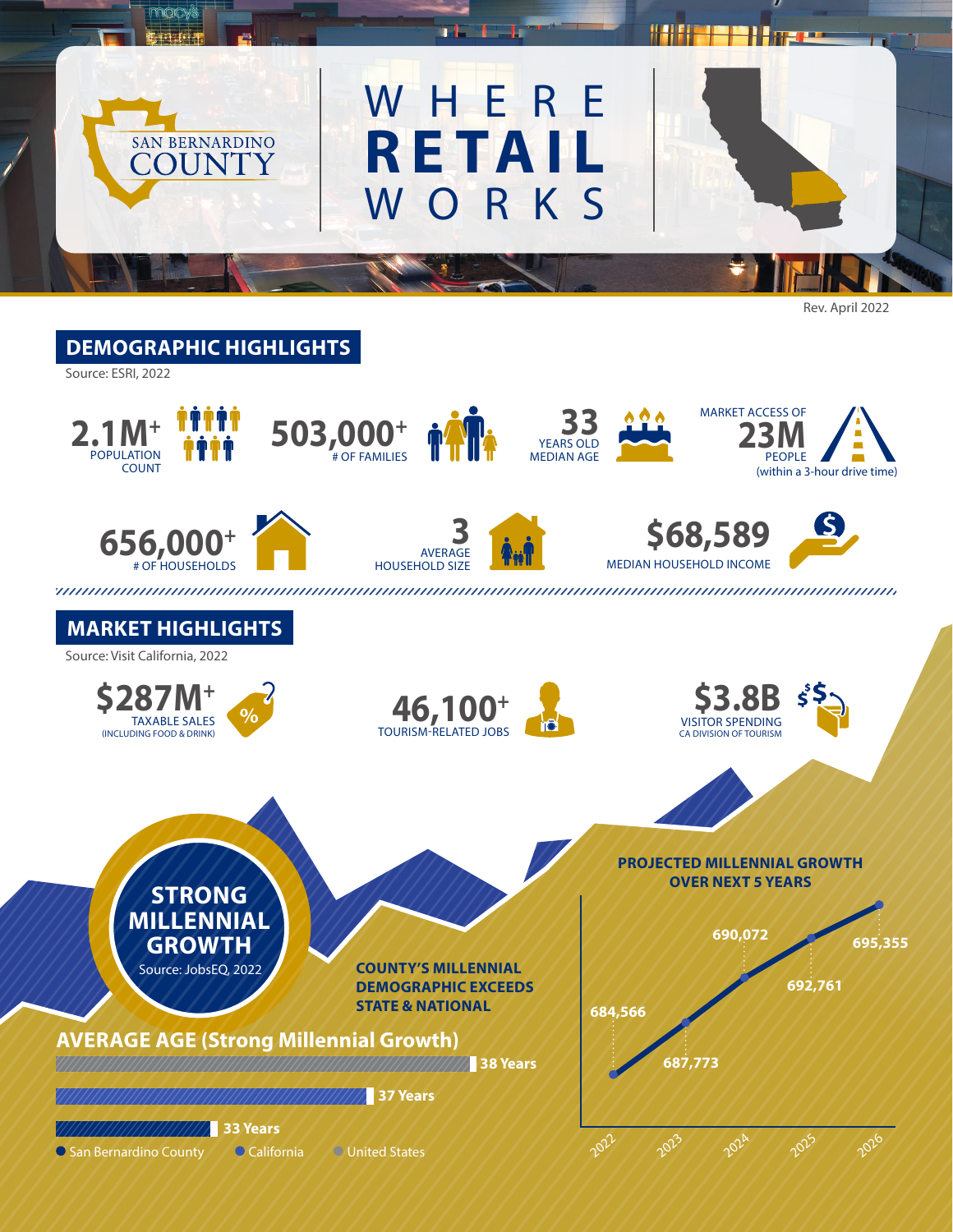SAN BERNARDINO COUNTY

# WHERE RETAIL WORKS

Rev. April 2022

## DEMOGRAPHIC HIGHLIGHTS

Source: ESRI, 2022

**2.1M+** POPULATION COUNT

**503,000+** # OF FAMILIES

**33** YEARS OLD MEDIAN AGE

MARKET ACCESS OF **23M** PEOPLE (within a 3-hour drive time)

**656,000+** # OF HOUSEHOLDS

**3** AVERAGE HOUSEHOLD SIZE

**$68,589** MEDIAN HOUSEHOLD INCOME

## MARKET HIGHLIGHTS

Source: Visit California, 2022

**$287M+** TAXABLE SALES (INCLUDING FOOD & DRINK)

**46,100+** TOURISM-RELATED JOBS

**$3.8B** VISITOR SPENDING CA DIVISION OF TOURISM

## STRONG MILLENNIAL GROWTH

Source: JobsEQ, 2022

**COUNTY'S MILLENNIAL DEMOGRAPHIC EXCEEDS STATE & NATIONAL**

### AVERAGE AGE (Strong Millennial Growth)

| Area | Average Age |
|---|---|
| United States | 38 Years |
| California | 37 Years |
| San Bernardino County | 33 Years |

### PROJECTED MILLENNIAL GROWTH OVER NEXT 5 YEARS

| Year | Millennials |
|---|---|
| 2022 | 684,566 |
| 2023 | 687,773 |
| 2024 | 690,072 |
| 2025 | 692,761 |
| 2026 | 695,355 |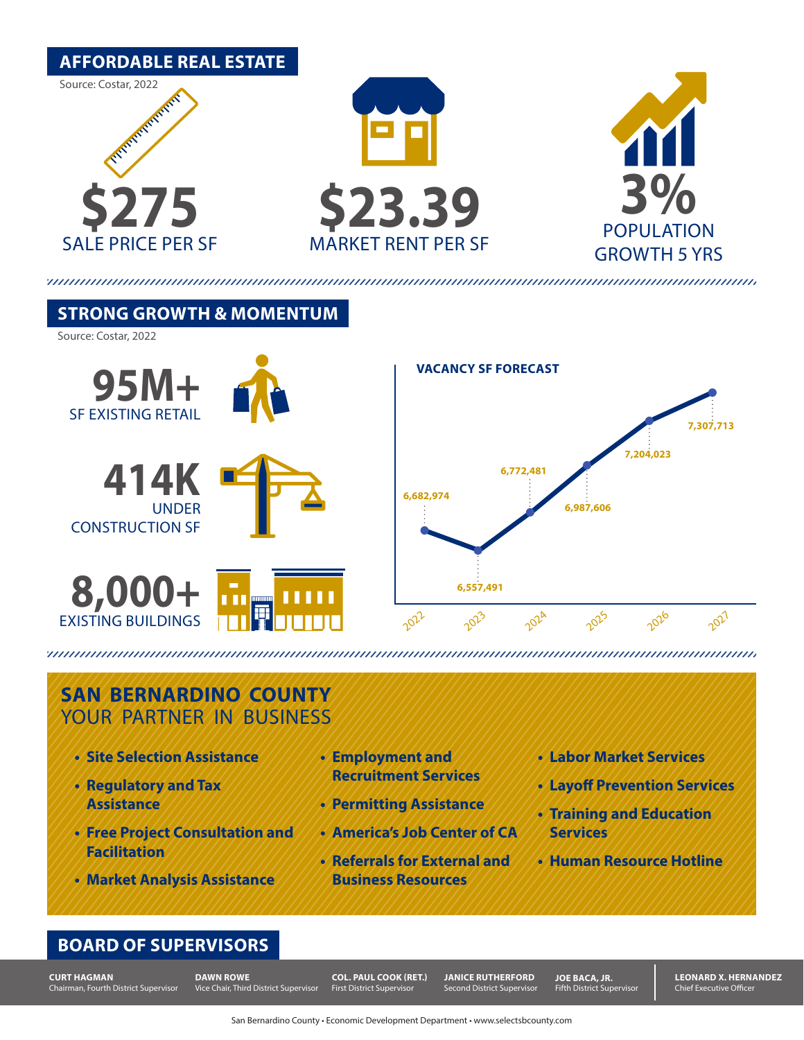## AFFORDABLE REAL ESTATE

Source: Costar, 2022

**$275**
SALE PRICE PER SF

**$23.39**
MARKET RENT PER SF

**3%**
POPULATION GROWTH 5 YRS

## STRONG GROWTH & MOMENTUM

Source: Costar, 2022

**95M+**
SF EXISTING RETAIL

**414K**
UNDER CONSTRUCTION SF

**8,000+**
EXISTING BUILDINGS

VACANCY SF FORECAST

6,682,974
6,557,491
6,772,481
6,987,606
7,204,023
7,307,713

2022
2023
2024
2025
2026
2027

## SAN BERNARDINO COUNTY
YOUR PARTNER IN BUSINESS

- **Site Selection Assistance**
- **Regulatory and Tax Assistance**
- **Free Project Consultation and Facilitation**
- **Market Analysis Assistance**
- **Employment and Recruitment Services**
- **Permitting Assistance**
- **America's Job Center of CA**
- **Referrals for External and Business Resources**
- **Labor Market Services**
- **Layoff Prevention Services**
- **Training and Education Services**
- **Human Resource Hotline**

## BOARD OF SUPERVISORS

**CURT HAGMAN**
Chairman, Fourth District Supervisor

**DAWN ROWE**
Vice Chair, Third District Supervisor

**COL. PAUL COOK (RET.)**
First District Supervisor

**JANICE RUTHERFORD**
Second District Supervisor

**JOE BACA, JR.**
Fifth District Supervisor

**LEONARD X. HERNANDEZ**
Chief Executive Officer

San Bernardino County • Economic Development Department • www.selectsbcounty.com